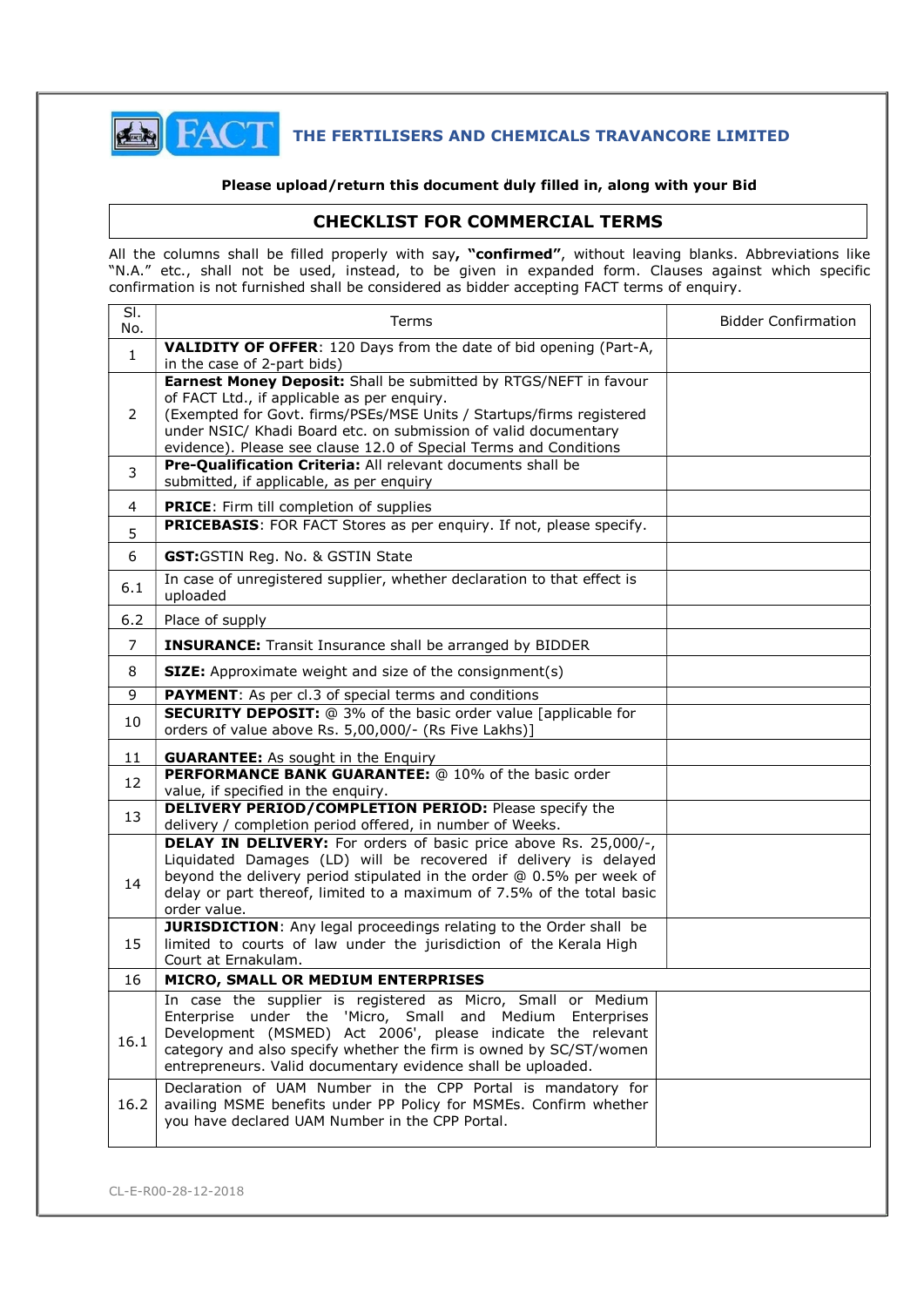# THE FERTILISERS AND CHEMICALS TRAVANCORE LIMITED

**Please upload/return this document duly filled in, along with your Bid**

## CHECKLIST FOR COMMERCIAL TERMS

All the columns shall be filled properly with say**, "confirmed"**, without leaving blanks. Abbreviations like "N.A." etc., shall not be used, instead, to be given in expanded form. Clauses against which specific confirmation is not furnished shall be considered as bidder accepting FACT terms of enquiry.

| Sl. No. | Terms | Bidder Confirmation |
|---|---|---|
| 1 | **VALIDITY OF OFFER**: 120 Days from the date of bid opening (Part-A, in the case of 2-part bids) | |
| 2 | **Earnest Money Deposit:** Shall be submitted by RTGS/NEFT in favour of FACT Ltd., if applicable as per enquiry. (Exempted for Govt. firms/PSEs/MSE Units / Startups/firms registered under NSIC/ Khadi Board etc. on submission of valid documentary evidence). Please see clause 12.0 of Special Terms and Conditions | |
| 3 | **Pre-Qualification Criteria:** All relevant documents shall be submitted, if applicable, as per enquiry | |
| 4 | **PRICE**: Firm till completion of supplies | |
| 5 | **PRICEBASIS**: FOR FACT Stores as per enquiry. If not, please specify. | |
| 6 | **GST:**GSTIN Reg. No. & GSTIN State | |
| 6.1 | In case of unregistered supplier, whether declaration to that effect is uploaded | |
| 6.2 | Place of supply | |
| 7 | **INSURANCE:** Transit Insurance shall be arranged by BIDDER | |
| 8 | **SIZE:** Approximate weight and size of the consignment(s) | |
| 9 | **PAYMENT**: As per cl.3 of special terms and conditions | |
| 10 | **SECURITY DEPOSIT:** @ 3% of the basic order value [applicable for orders of value above Rs. 5,00,000/- (Rs Five Lakhs)] | |
| 11 | **GUARANTEE:** As sought in the Enquiry | |
| 12 | **PERFORMANCE BANK GUARANTEE:** @ 10% of the basic order value, if specified in the enquiry. | |
| 13 | **DELIVERY PERIOD/COMPLETION PERIOD:** Please specify the delivery / completion period offered, in number of Weeks. | |
| 14 | **DELAY IN DELIVERY:** For orders of basic price above Rs. 25,000/-, Liquidated Damages (LD) will be recovered if delivery is delayed beyond the delivery period stipulated in the order @ 0.5% per week of delay or part thereof, limited to a maximum of 7.5% of the total basic order value. | |
| 15 | **JURISDICTION**: Any legal proceedings relating to the Order shall be limited to courts of law under the jurisdiction of the Kerala High Court at Ernakulam. | |
| 16 | **MICRO, SMALL OR MEDIUM ENTERPRISES** | |
| 16.1 | In case the supplier is registered as Micro, Small or Medium Enterprise under the 'Micro, Small and Medium Enterprises Development (MSMED) Act 2006', please indicate the relevant category and also specify whether the firm is owned by SC/ST/women entrepreneurs. Valid documentary evidence shall be uploaded. | |
| 16.2 | Declaration of UAM Number in the CPP Portal is mandatory for availing MSME benefits under PP Policy for MSMEs. Confirm whether you have declared UAM Number in the CPP Portal. | |

CL-E-R00-28-12-2018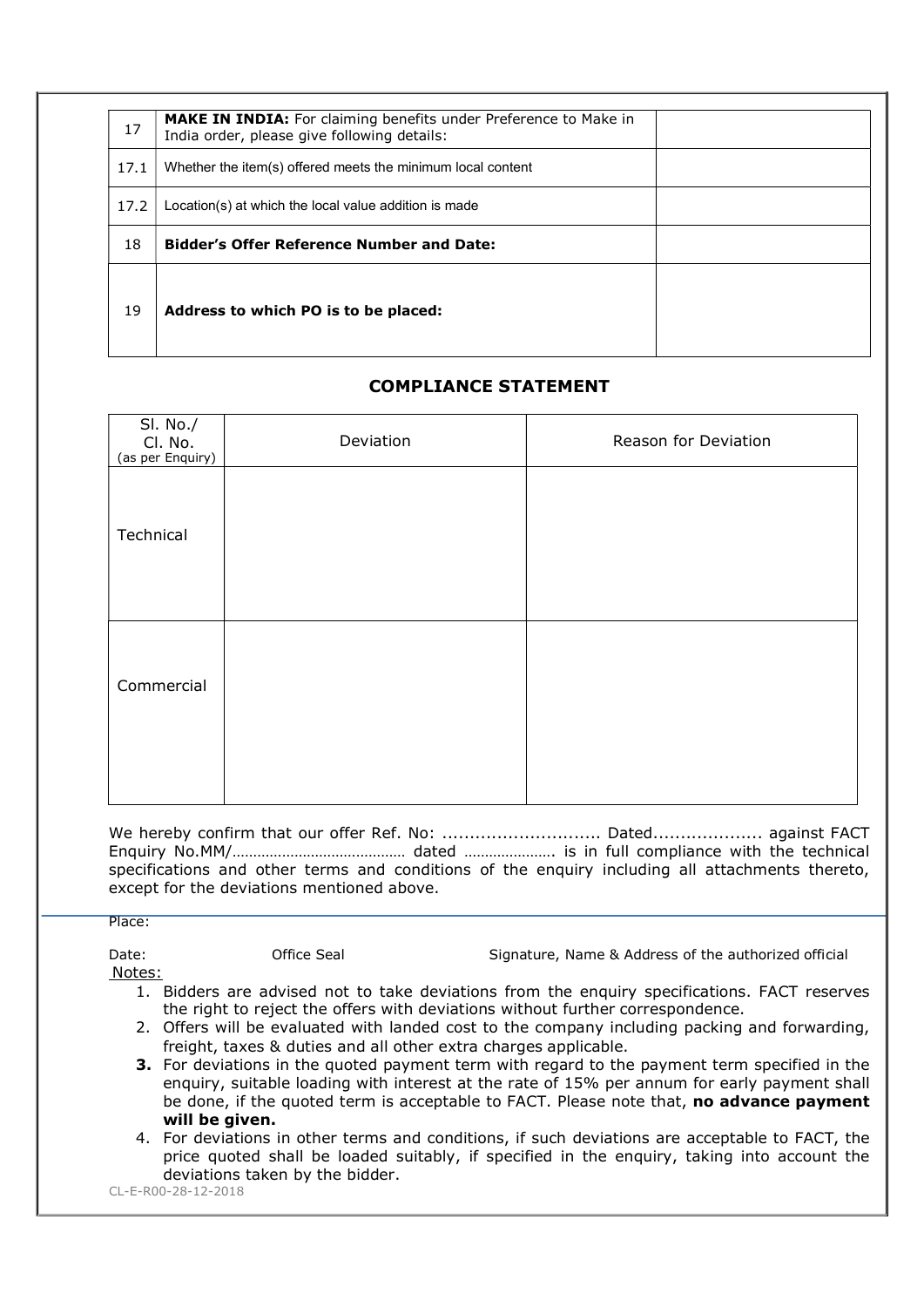| | | |
|---|---|---|
| 17 | **MAKE IN INDIA:** For claiming benefits under Preference to Make in India order, please give following details: | |
| 17.1 | Whether the item(s) offered meets the minimum local content | |
| 17.2 | Location(s) at which the local value addition is made | |
| 18 | **Bidder's Offer Reference Number and Date:** | |
| 19 | **Address to which PO is to be placed:** | |

## COMPLIANCE STATEMENT

| Sl. No./ Cl. No. (as per Enquiry) | Deviation | Reason for Deviation |
|---|---|---|
| Technical | | |
| Commercial | | |

We hereby confirm that our offer Ref. No: ............................. Dated.................... against FACT Enquiry No.MM/…………………………………… dated …………………. is in full compliance with the technical specifications and other terms and conditions of the enquiry including all attachments thereto, except for the deviations mentioned above.

Place:

Date: Office Seal Signature, Name & Address of the authorized official

Notes:

1. Bidders are advised not to take deviations from the enquiry specifications. FACT reserves the right to reject the offers with deviations without further correspondence.
2. Offers will be evaluated with landed cost to the company including packing and forwarding, freight, taxes & duties and all other extra charges applicable.
3. For deviations in the quoted payment term with regard to the payment term specified in the enquiry, suitable loading with interest at the rate of 15% per annum for early payment shall be done, if the quoted term is acceptable to FACT. Please note that, **no advance payment will be given.**
4. For deviations in other terms and conditions, if such deviations are acceptable to FACT, the price quoted shall be loaded suitably, if specified in the enquiry, taking into account the deviations taken by the bidder.

CL-E-R00-28-12-2018